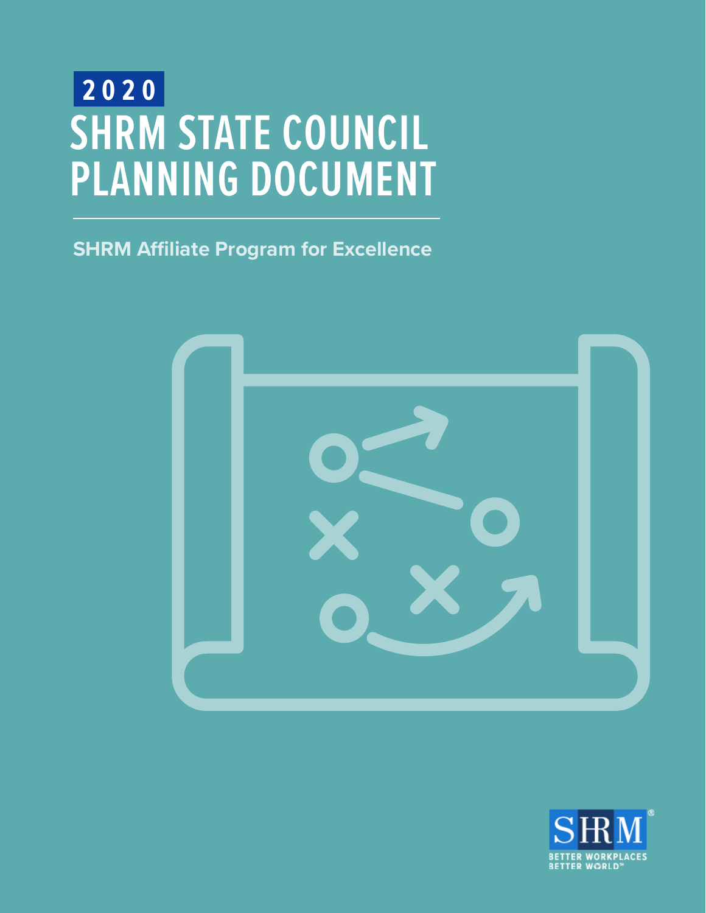**2020**

# SHRM STATE COUNCIL PLANNING DOCUMENT

**SHRM Affiliate Program for Excellence**

SHRM

BETTER WORKPLACES BETTER WORLD™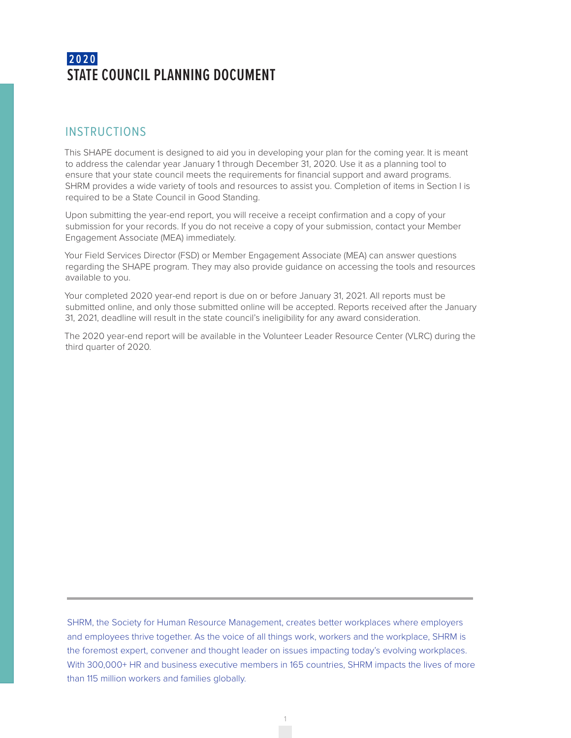# 2020
# STATE COUNCIL PLANNING DOCUMENT

## INSTRUCTIONS

This SHAPE document is designed to aid you in developing your plan for the coming year. It is meant to address the calendar year January 1 through December 31, 2020. Use it as a planning tool to ensure that your state council meets the requirements for financial support and award programs. SHRM provides a wide variety of tools and resources to assist you. Completion of items in Section I is required to be a State Council in Good Standing.

Upon submitting the year-end report, you will receive a receipt confirmation and a copy of your submission for your records. If you do not receive a copy of your submission, contact your Member Engagement Associate (MEA) immediately.

Your Field Services Director (FSD) or Member Engagement Associate (MEA) can answer questions regarding the SHAPE program. They may also provide guidance on accessing the tools and resources available to you.

Your completed 2020 year-end report is due on or before January 31, 2021. All reports must be submitted online, and only those submitted online will be accepted. Reports received after the January 31, 2021, deadline will result in the state council's ineligibility for any award consideration.

The 2020 year-end report will be available in the Volunteer Leader Resource Center (VLRC) during the third quarter of 2020.

---

SHRM, the Society for Human Resource Management, creates better workplaces where employers and employees thrive together. As the voice of all things work, workers and the workplace, SHRM is the foremost expert, convener and thought leader on issues impacting today's evolving workplaces. With 300,000+ HR and business executive members in 165 countries, SHRM impacts the lives of more than 115 million workers and families globally.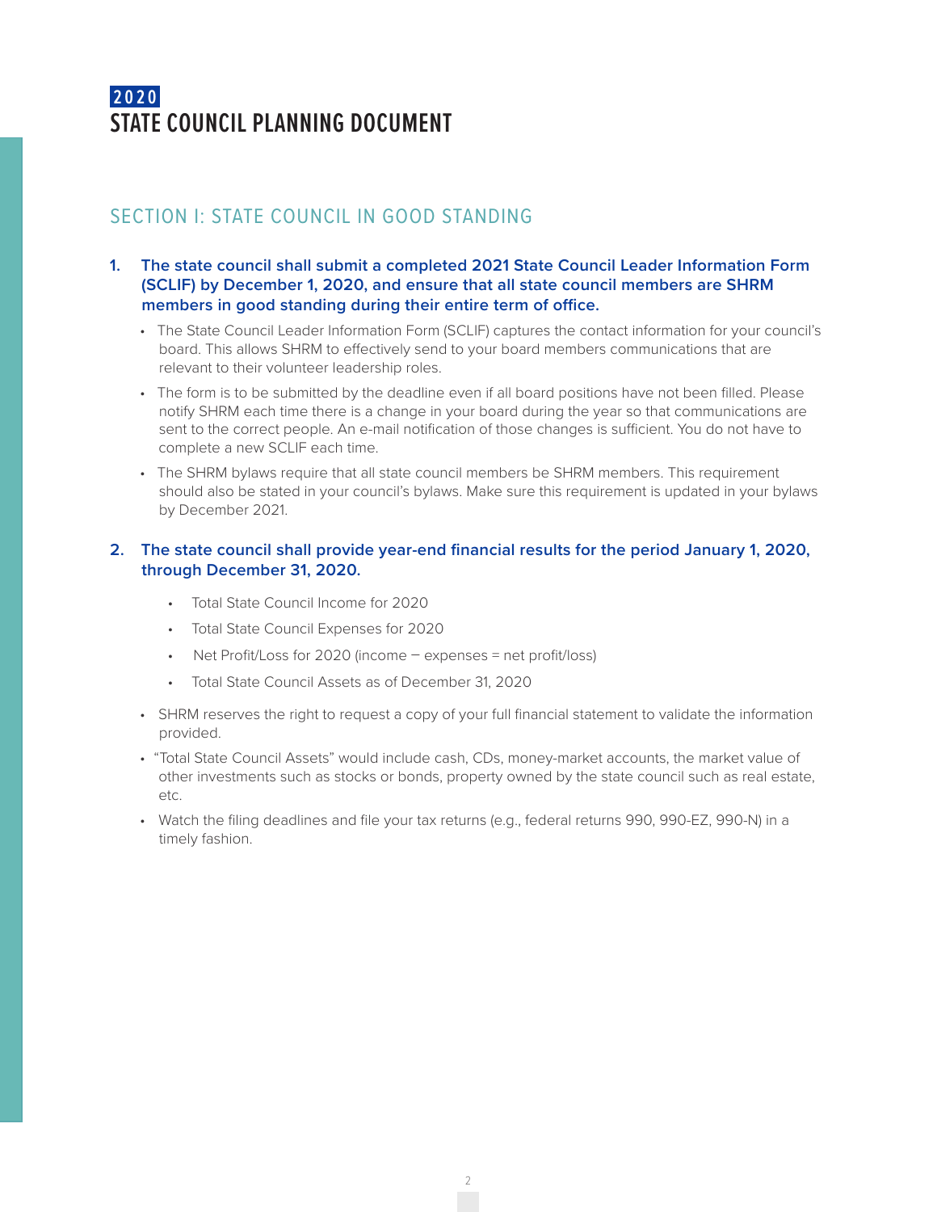# 2020 STATE COUNCIL PLANNING DOCUMENT

## SECTION I: STATE COUNCIL IN GOOD STANDING

**1. The state council shall submit a completed 2021 State Council Leader Information Form (SCLIF) by December 1, 2020, and ensure that all state council members are SHRM members in good standing during their entire term of office.**

- The State Council Leader Information Form (SCLIF) captures the contact information for your council's board. This allows SHRM to effectively send to your board members communications that are relevant to their volunteer leadership roles.
- The form is to be submitted by the deadline even if all board positions have not been filled. Please notify SHRM each time there is a change in your board during the year so that communications are sent to the correct people. An e-mail notification of those changes is sufficient. You do not have to complete a new SCLIF each time.
- The SHRM bylaws require that all state council members be SHRM members. This requirement should also be stated in your council's bylaws. Make sure this requirement is updated in your bylaws by December 2021.

**2. The state council shall provide year-end financial results for the period January 1, 2020, through December 31, 2020.**

- Total State Council Income for 2020
- Total State Council Expenses for 2020
- Net Profit/Loss for 2020 (income – expenses = net profit/loss)
- Total State Council Assets as of December 31, 2020

- SHRM reserves the right to request a copy of your full financial statement to validate the information provided.
- "Total State Council Assets" would include cash, CDs, money-market accounts, the market value of other investments such as stocks or bonds, property owned by the state council such as real estate, etc.
- Watch the filing deadlines and file your tax returns (e.g., federal returns 990, 990-EZ, 990-N) in a timely fashion.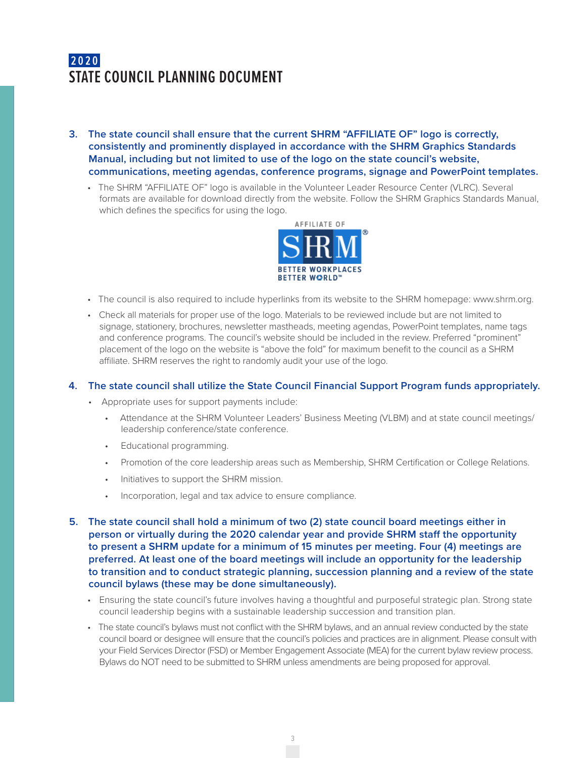# 2020 STATE COUNCIL PLANNING DOCUMENT

3. **The state council shall ensure that the current SHRM "AFFILIATE OF" logo is correctly, consistently and prominently displayed in accordance with the SHRM Graphics Standards Manual, including but not limited to use of the logo on the state council's website, communications, meeting agendas, conference programs, signage and PowerPoint templates.**
   - The SHRM "AFFILIATE OF" logo is available in the Volunteer Leader Resource Center (VLRC). Several formats are available for download directly from the website. Follow the SHRM Graphics Standards Manual, which defines the specifics for using the logo.
   - The council is also required to include hyperlinks from its website to the SHRM homepage: www.shrm.org.
   - Check all materials for proper use of the logo. Materials to be reviewed include but are not limited to signage, stationery, brochures, newsletter mastheads, meeting agendas, PowerPoint templates, name tags and conference programs. The council's website should be included in the review. Preferred "prominent" placement of the logo on the website is "above the fold" for maximum benefit to the council as a SHRM affiliate. SHRM reserves the right to randomly audit your use of the logo.

4. **The state council shall utilize the State Council Financial Support Program funds appropriately.**
   - Appropriate uses for support payments include:
     - Attendance at the SHRM Volunteer Leaders' Business Meeting (VLBM) and at state council meetings/ leadership conference/state conference.
     - Educational programming.
     - Promotion of the core leadership areas such as Membership, SHRM Certification or College Relations.
     - Initiatives to support the SHRM mission.
     - Incorporation, legal and tax advice to ensure compliance.

5. **The state council shall hold a minimum of two (2) state council board meetings either in person or virtually during the 2020 calendar year and provide SHRM staff the opportunity to present a SHRM update for a minimum of 15 minutes per meeting. Four (4) meetings are preferred. At least one of the board meetings will include an opportunity for the leadership to transition and to conduct strategic planning, succession planning and a review of the state council bylaws (these may be done simultaneously).**
   - Ensuring the state council's future involves having a thoughtful and purposeful strategic plan. Strong state council leadership begins with a sustainable leadership succession and transition plan.
   - The state council's bylaws must not conflict with the SHRM bylaws, and an annual review conducted by the state council board or designee will ensure that the council's policies and practices are in alignment. Please consult with your Field Services Director (FSD) or Member Engagement Associate (MEA) for the current bylaw review process. Bylaws do NOT need to be submitted to SHRM unless amendments are being proposed for approval.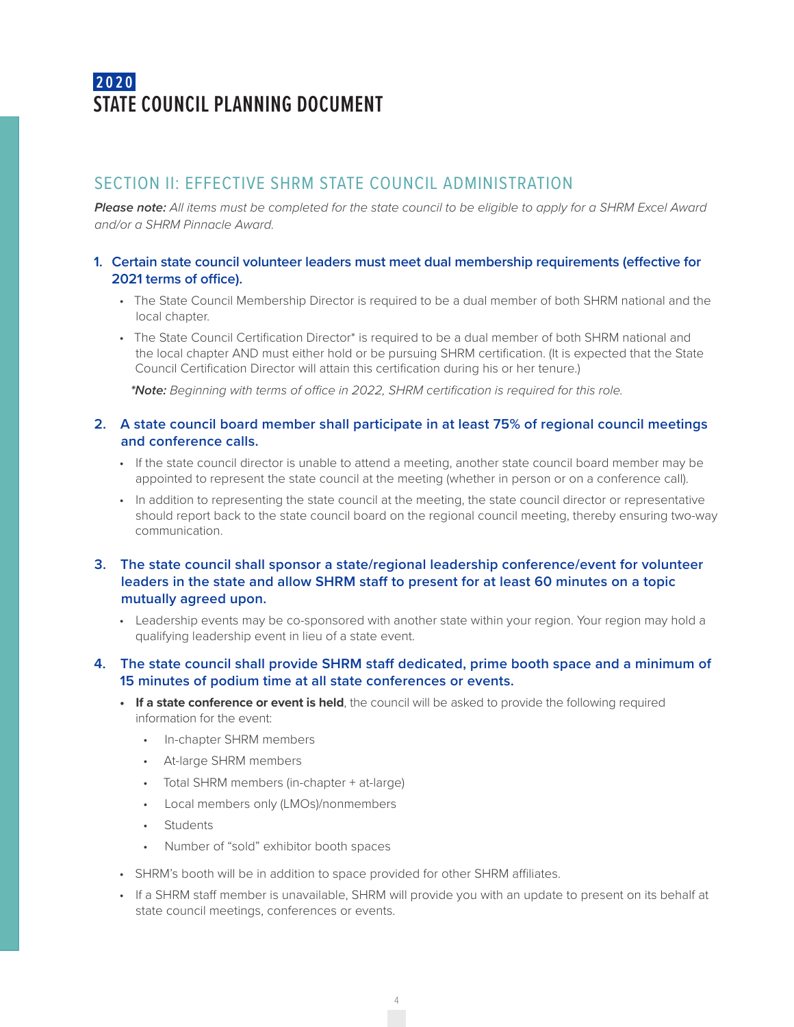# 2020 STATE COUNCIL PLANNING DOCUMENT

## SECTION II: EFFECTIVE SHRM STATE COUNCIL ADMINISTRATION

***Please note:*** *All items must be completed for the state council to be eligible to apply for a SHRM Excel Award and/or a SHRM Pinnacle Award.*

1. **Certain state council volunteer leaders must meet dual membership requirements (effective for 2021 terms of office).**
   - The State Council Membership Director is required to be a dual member of both SHRM national and the local chapter.
   - The State Council Certification Director* is required to be a dual member of both SHRM national and the local chapter AND must either hold or be pursuing SHRM certification. (It is expected that the State Council Certification Director will attain this certification during his or her tenure.)

   ***Note:*** *Beginning with terms of office in 2022, SHRM certification is required for this role.*

2. **A state council board member shall participate in at least 75% of regional council meetings and conference calls.**
   - If the state council director is unable to attend a meeting, another state council board member may be appointed to represent the state council at the meeting (whether in person or on a conference call).
   - In addition to representing the state council at the meeting, the state council director or representative should report back to the state council board on the regional council meeting, thereby ensuring two-way communication.

3. **The state council shall sponsor a state/regional leadership conference/event for volunteer leaders in the state and allow SHRM staff to present for at least 60 minutes on a topic mutually agreed upon.**
   - Leadership events may be co-sponsored with another state within your region. Your region may hold a qualifying leadership event in lieu of a state event.

4. **The state council shall provide SHRM staff dedicated, prime booth space and a minimum of 15 minutes of podium time at all state conferences or events.**
   - **If a state conference or event is held**, the council will be asked to provide the following required information for the event:
     - In-chapter SHRM members
     - At-large SHRM members
     - Total SHRM members (in-chapter + at-large)
     - Local members only (LMOs)/nonmembers
     - Students
     - Number of "sold" exhibitor booth spaces
   - SHRM's booth will be in addition to space provided for other SHRM affiliates.
   - If a SHRM staff member is unavailable, SHRM will provide you with an update to present on its behalf at state council meetings, conferences or events.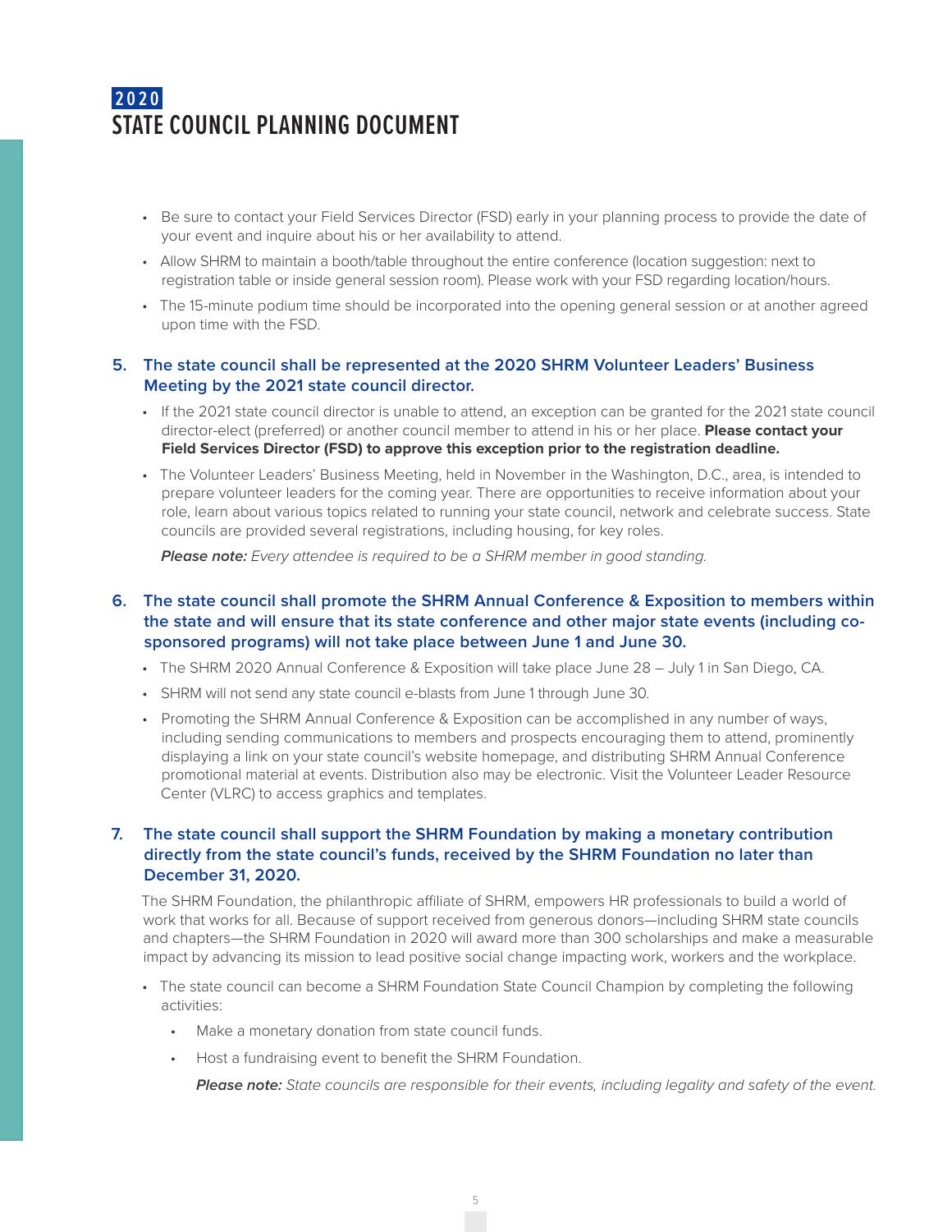- Be sure to contact your Field Services Director (FSD) early in your planning process to provide the date of your event and inquire about his or her availability to attend.
- Allow SHRM to maintain a booth/table throughout the entire conference (location suggestion: next to registration table or inside general session room). Please work with your FSD regarding location/hours.
- The 15-minute podium time should be incorporated into the opening general session or at another agreed upon time with the FSD.

### 5. The state council shall be represented at the 2020 SHRM Volunteer Leaders' Business Meeting by the 2021 state council director.

- If the 2021 state council director is unable to attend, an exception can be granted for the 2021 state council director-elect (preferred) or another council member to attend in his or her place. **Please contact your Field Services Director (FSD) to approve this exception prior to the registration deadline.**
- The Volunteer Leaders' Business Meeting, held in November in the Washington, D.C., area, is intended to prepare volunteer leaders for the coming year. There are opportunities to receive information about your role, learn about various topics related to running your state council, network and celebrate success. State councils are provided several registrations, including housing, for key roles.

  ***Please note:*** *Every attendee is required to be a SHRM member in good standing.*

### 6. The state council shall promote the SHRM Annual Conference & Exposition to members within the state and will ensure that its state conference and other major state events (including co-sponsored programs) will not take place between June 1 and June 30.

- The SHRM 2020 Annual Conference & Exposition will take place June 28 – July 1 in San Diego, CA.
- SHRM will not send any state council e-blasts from June 1 through June 30.
- Promoting the SHRM Annual Conference & Exposition can be accomplished in any number of ways, including sending communications to members and prospects encouraging them to attend, prominently displaying a link on your state council's website homepage, and distributing SHRM Annual Conference promotional material at events. Distribution also may be electronic. Visit the Volunteer Leader Resource Center (VLRC) to access graphics and templates.

### 7. The state council shall support the SHRM Foundation by making a monetary contribution directly from the state council's funds, received by the SHRM Foundation no later than December 31, 2020.

The SHRM Foundation, the philanthropic affiliate of SHRM, empowers HR professionals to build a world of work that works for all. Because of support received from generous donors—including SHRM state councils and chapters—the SHRM Foundation in 2020 will award more than 300 scholarships and make a measurable impact by advancing its mission to lead positive social change impacting work, workers and the workplace.

- The state council can become a SHRM Foundation State Council Champion by completing the following activities:
  - Make a monetary donation from state council funds.
  - Host a fundraising event to benefit the SHRM Foundation.

    ***Please note:*** *State councils are responsible for their events, including legality and safety of the event.*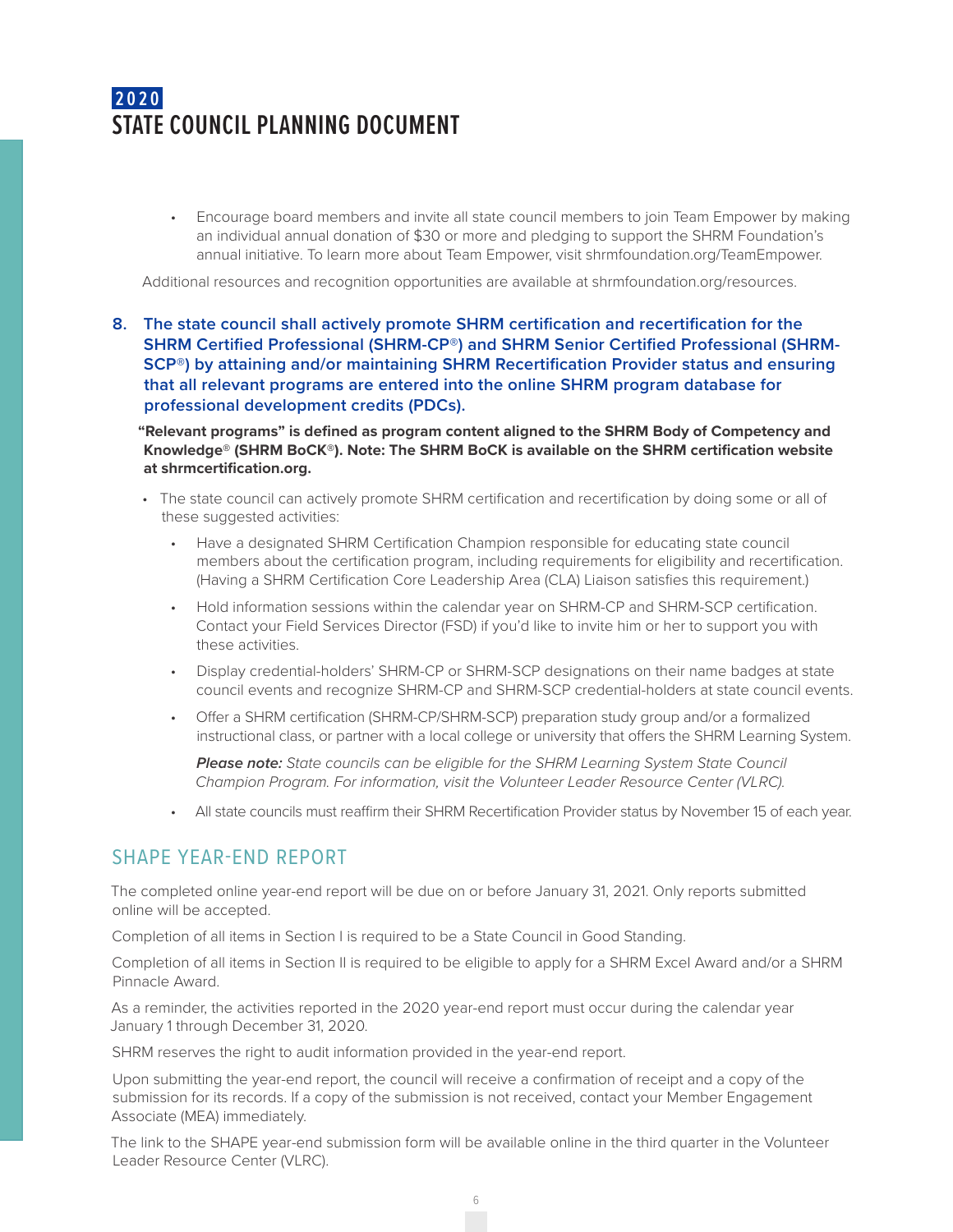- Encourage board members and invite all state council members to join Team Empower by making an individual annual donation of $30 or more and pledging to support the SHRM Foundation's annual initiative. To learn more about Team Empower, visit shrmfoundation.org/TeamEmpower.

Additional resources and recognition opportunities are available at shrmfoundation.org/resources.

## 8. The state council shall actively promote SHRM certification and recertification for the SHRM Certified Professional (SHRM-CP®) and SHRM Senior Certified Professional (SHRM-SCP®) by attaining and/or maintaining SHRM Recertification Provider status and ensuring that all relevant programs are entered into the online SHRM program database for professional development credits (PDCs).

**"Relevant programs" is defined as program content aligned to the SHRM Body of Competency and Knowledge® (SHRM BoCK®). Note: The SHRM BoCK is available on the SHRM certification website at shrmcertification.org.**

- The state council can actively promote SHRM certification and recertification by doing some or all of these suggested activities:
  - Have a designated SHRM Certification Champion responsible for educating state council members about the certification program, including requirements for eligibility and recertification. (Having a SHRM Certification Core Leadership Area (CLA) Liaison satisfies this requirement.)
  - Hold information sessions within the calendar year on SHRM-CP and SHRM-SCP certification. Contact your Field Services Director (FSD) if you'd like to invite him or her to support you with these activities.
  - Display credential-holders' SHRM-CP or SHRM-SCP designations on their name badges at state council events and recognize SHRM-CP and SHRM-SCP credential-holders at state council events.
  - Offer a SHRM certification (SHRM-CP/SHRM-SCP) preparation study group and/or a formalized instructional class, or partner with a local college or university that offers the SHRM Learning System.

    ***Please note:*** *State councils can be eligible for the SHRM Learning System State Council Champion Program. For information, visit the Volunteer Leader Resource Center (VLRC).*

  - All state councils must reaffirm their SHRM Recertification Provider status by November 15 of each year.

## SHAPE YEAR-END REPORT

The completed online year-end report will be due on or before January 31, 2021. Only reports submitted online will be accepted.

Completion of all items in Section I is required to be a State Council in Good Standing.

Completion of all items in Section II is required to be eligible to apply for a SHRM Excel Award and/or a SHRM Pinnacle Award.

As a reminder, the activities reported in the 2020 year-end report must occur during the calendar year January 1 through December 31, 2020.

SHRM reserves the right to audit information provided in the year-end report.

Upon submitting the year-end report, the council will receive a confirmation of receipt and a copy of the submission for its records. If a copy of the submission is not received, contact your Member Engagement Associate (MEA) immediately.

The link to the SHAPE year-end submission form will be available online in the third quarter in the Volunteer Leader Resource Center (VLRC).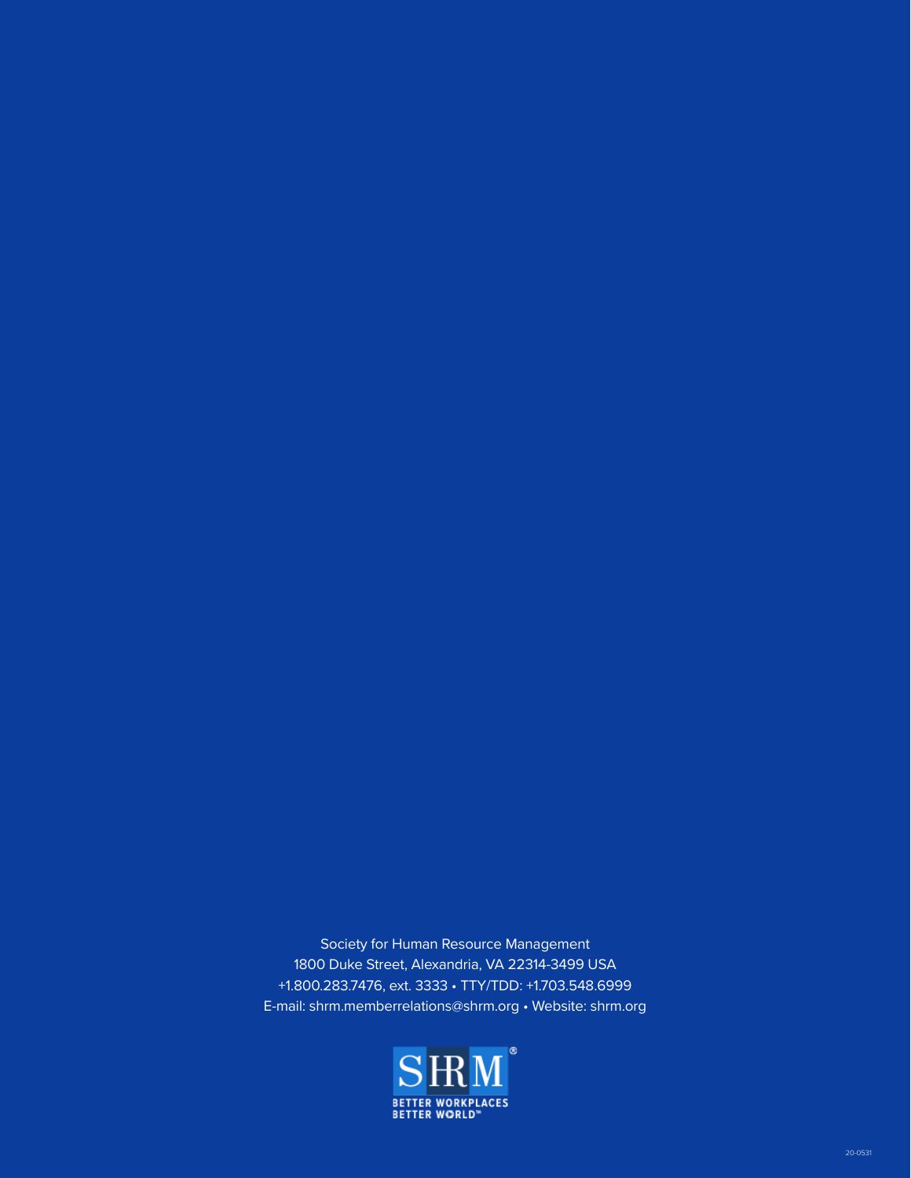Society for Human Resource Management
1800 Duke Street, Alexandria, VA 22314-3499 USA
+1.800.283.7476, ext. 3333 • TTY/TDD: +1.703.548.6999
E-mail: shrm.memberrelations@shrm.org • Website: shrm.org

SHRM®
BETTER WORKPLACES
BETTER WORLD™

20-0531